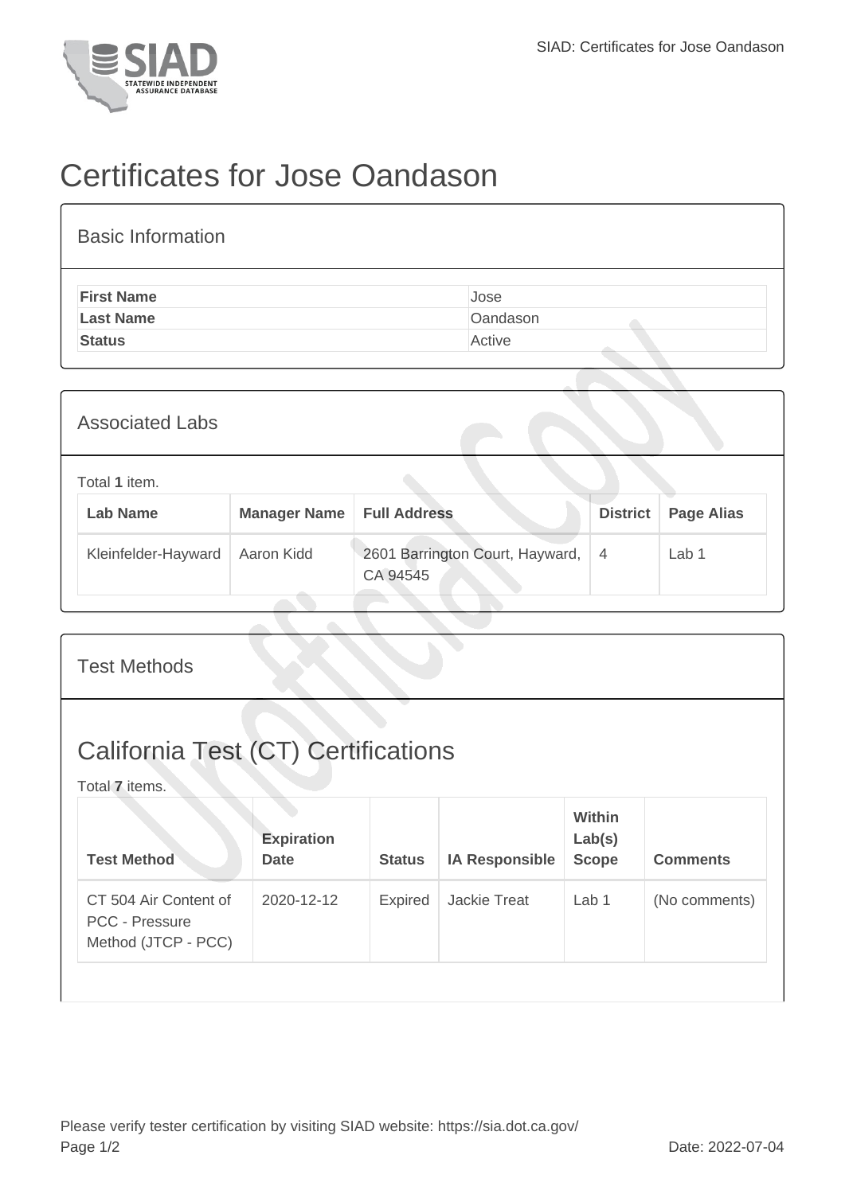# Certificates for Jose Oandason

## Basic Information

| | |
|---|---|
| **First Name** | Jose |
| **Last Name** | Oandason |
| **Status** | Active |

## Associated Labs

Total **1** item.

| Lab Name | Manager Name | Full Address | District | Page Alias |
|---|---|---|---|---|
| Kleinfelder-Hayward | Aaron Kidd | 2601 Barrington Court, Hayward, CA 94545 | 4 | Lab 1 |

## Test Methods

### California Test (CT) Certifications

Total **7** items.

| Test Method | Expiration Date | Status | IA Responsible | Within Lab(s) Scope | Comments |
|---|---|---|---|---|---|
| CT 504 Air Content of PCC - Pressure Method (JTCP - PCC) | 2020-12-12 | Expired | Jackie Treat | Lab 1 | (No comments) |

Please verify tester certification by visiting SIAD website: https://sia.dot.ca.gov/

Date: 2022-07-04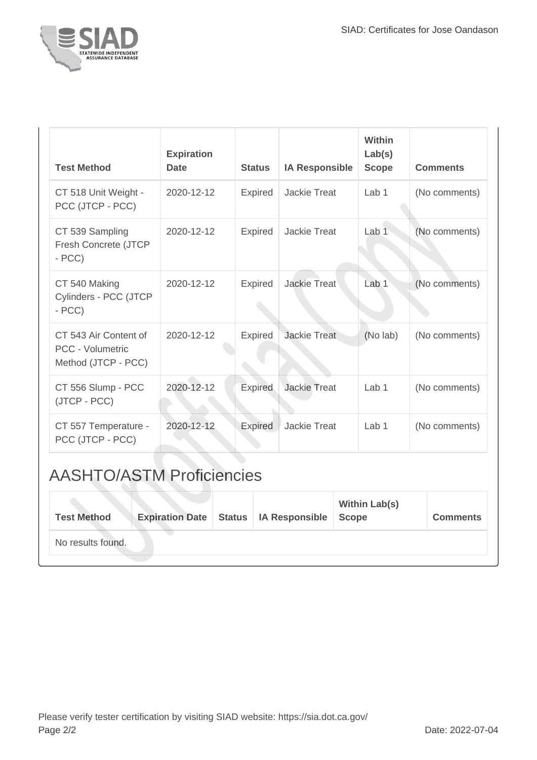| Test Method | Expiration Date | Status | IA Responsible | Within Lab(s) Scope | Comments |
| --- | --- | --- | --- | --- | --- |
| CT 518 Unit Weight - PCC (JTCP - PCC) | 2020-12-12 | Expired | Jackie Treat | Lab 1 | (No comments) |
| CT 539 Sampling Fresh Concrete (JTCP - PCC) | 2020-12-12 | Expired | Jackie Treat | Lab 1 | (No comments) |
| CT 540 Making Cylinders - PCC (JTCP - PCC) | 2020-12-12 | Expired | Jackie Treat | Lab 1 | (No comments) |
| CT 543 Air Content of PCC - Volumetric Method (JTCP - PCC) | 2020-12-12 | Expired | Jackie Treat | (No lab) | (No comments) |
| CT 556 Slump - PCC (JTCP - PCC) | 2020-12-12 | Expired | Jackie Treat | Lab 1 | (No comments) |
| CT 557 Temperature - PCC (JTCP - PCC) | 2020-12-12 | Expired | Jackie Treat | Lab 1 | (No comments) |

## AASHTO/ASTM Proficiencies

| Test Method | Expiration Date | Status | IA Responsible | Within Lab(s) Scope | Comments |
| --- | --- | --- | --- | --- | --- |
| No results found. | | | | | |

Please verify tester certification by visiting SIAD website: https://sia.dot.ca.gov/

Date: 2022-07-04